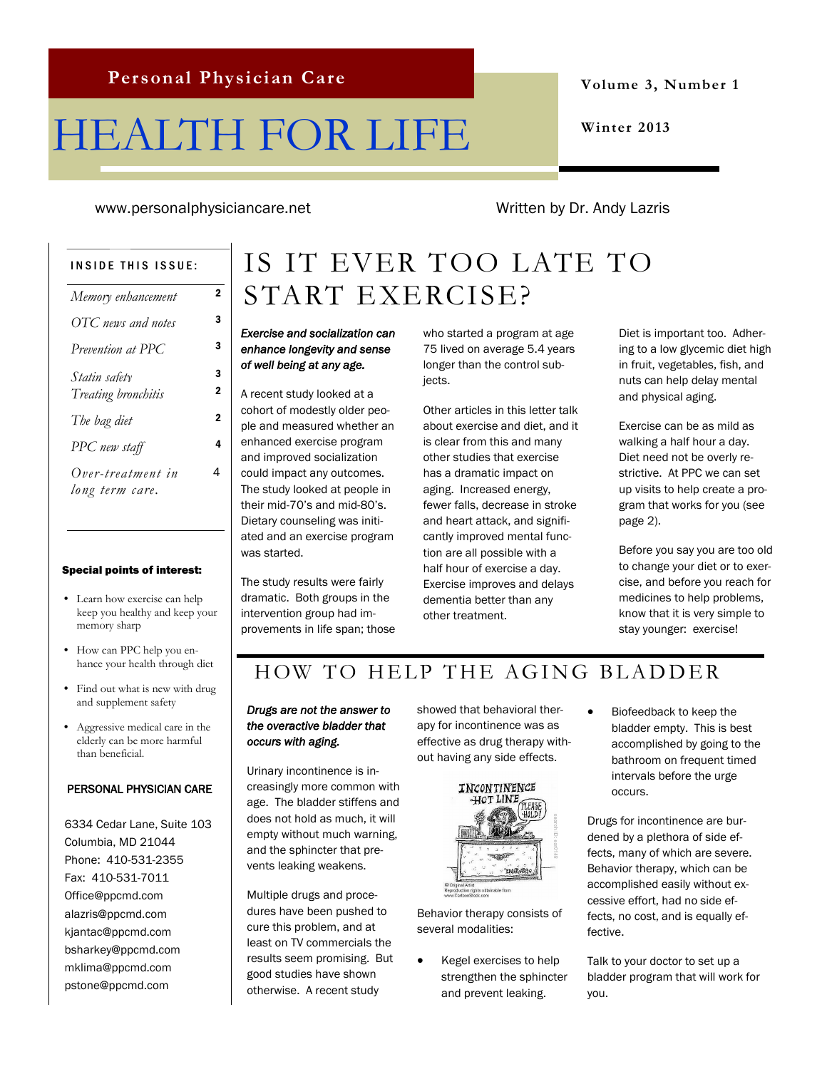Personal Physician Care

# HEALTH FOR LIFE

**Volume 3, Number 1**

**Winter 2013**

www.personalphysiciancare.net

Written by Dr. Andy Lazris

**INSIDE THIS ISSUE:**

| | |
|---|---|
| *Memory enhancement* | 2 |
| *OTC news and notes* | 3 |
| *Prevention at PPC* | 3 |
| *Statin safety* | 3 |
| *Treating bronchitis* | 2 |
| *The bag diet* | 2 |
| *PPC new staff* | 4 |
| *Over-treatment in long term care.* | 4 |

**Special points of interest:**

- Learn how exercise can help keep you healthy and keep your memory sharp
- How can PPC help you enhance your health through diet
- Find out what is new with drug and supplement safety
- Aggressive medical care in the elderly can be more harmful than beneficial.

PERSONAL PHYSICIAN CARE

6334 Cedar Lane, Suite 103
Columbia, MD 21044
Phone: 410-531-2355
Fax: 410-531-7011
Office@ppcmd.com
alazris@ppcmd.com
kjantac@ppcmd.com
bsharkey@ppcmd.com
mklima@ppcmd.com
pstone@ppcmd.com

## IS IT EVER TOO LATE TO START EXERCISE?

***Exercise and socialization can enhance longevity and sense of well being at any age.***

A recent study looked at a cohort of modestly older people and measured whether an enhanced exercise program and improved socialization could impact any outcomes. The study looked at people in their mid-70's and mid-80's. Dietary counseling was initiated and an exercise program was started.

The study results were fairly dramatic. Both groups in the intervention group had improvements in life span; those who started a program at age 75 lived on average 5.4 years longer than the control subjects.

Other articles in this letter talk about exercise and diet, and it is clear from this and many other studies that exercise has a dramatic impact on aging. Increased energy, fewer falls, decrease in stroke and heart attack, and significantly improved mental function are all possible with a half hour of exercise a day. Exercise improves and delays dementia better than any other treatment.

Diet is important too. Adhering to a low glycemic diet high in fruit, vegetables, fish, and nuts can help delay mental and physical aging.

Exercise can be as mild as walking a half hour a day. Diet need not be overly restrictive. At PPC we can set up visits to help create a program that works for you (see page 2).

Before you say you are too old to change your diet or to exercise, and before you reach for medicines to help problems, know that it is very simple to stay younger: exercise!

## HOW TO HELP THE AGING BLADDER

***Drugs are not the answer to the overactive bladder that occurs with aging.***

Urinary incontinence is increasingly more common with age. The bladder stiffens and does not hold as much, it will empty without much warning, and the sphincter that prevents leaking weakens.

Multiple drugs and procedures have been pushed to cure this problem, and at least on TV commercials the results seem promising. But good studies have shown otherwise. A recent study showed that behavioral therapy for incontinence was as effective as drug therapy without having any side effects.

Behavior therapy consists of several modalities:

- Kegel exercises to help strengthen the sphincter and prevent leaking.
- Biofeedback to keep the bladder empty. This is best accomplished by going to the bathroom on frequent timed intervals before the urge occurs.

Drugs for incontinence are burdened by a plethora of side effects, many of which are severe. Behavior therapy, which can be accomplished easily without excessive effort, had no side effects, no cost, and is equally effective.

Talk to your doctor to set up a bladder program that will work for you.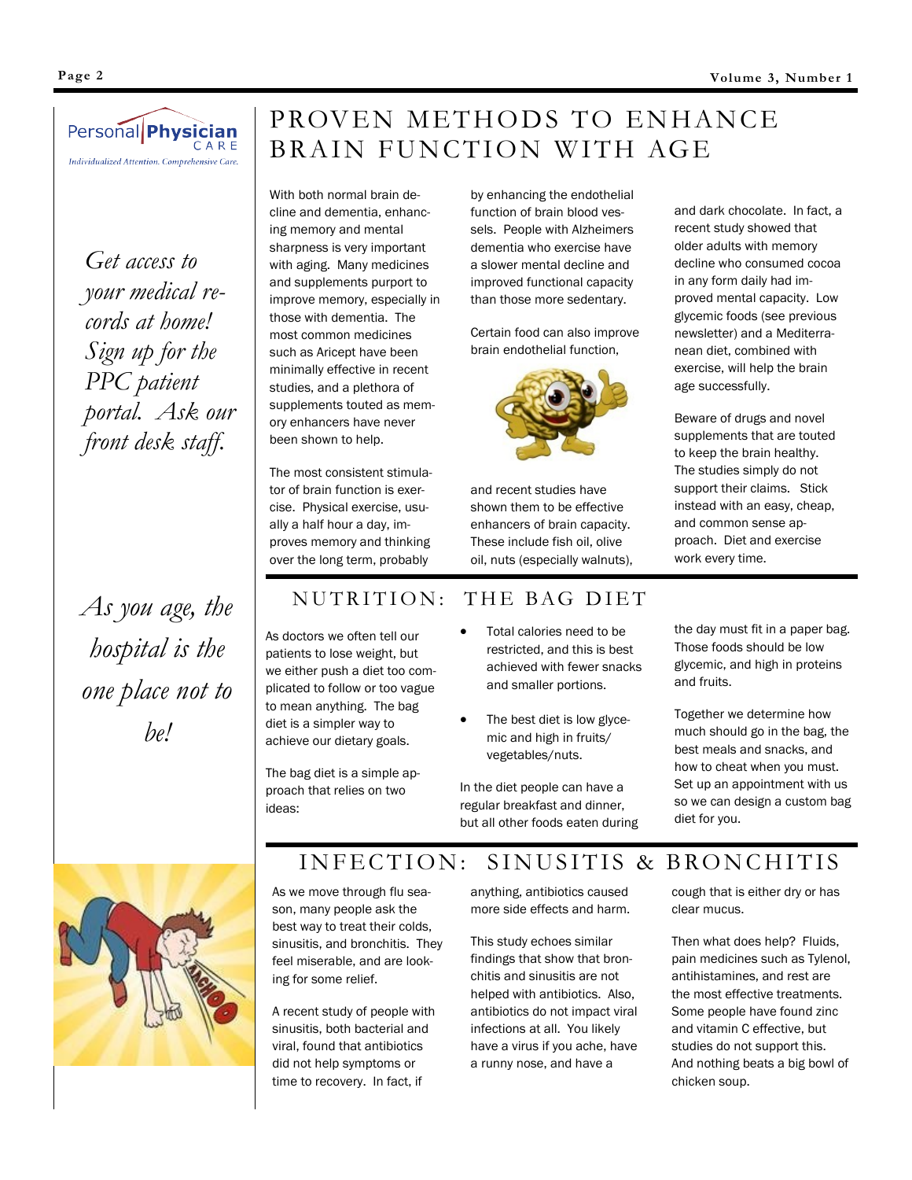Personal Physician CARE

*Individualized Attention. Comprehensive Care.*

*Get access to your medical records at home! Sign up for the PPC patient portal. Ask our front desk staff.*

*As you age, the hospital is the one place not to be!*

# PROVEN METHODS TO ENHANCE BRAIN FUNCTION WITH AGE

With both normal brain decline and dementia, enhancing memory and mental sharpness is very important with aging. Many medicines and supplements purport to improve memory, especially in those with dementia. The most common medicines such as Aricept have been minimally effective in recent studies, and a plethora of supplements touted as memory enhancers have never been shown to help.

The most consistent stimulator of brain function is exercise. Physical exercise, usually a half hour a day, improves memory and thinking over the long term, probably by enhancing the endothelial function of brain blood vessels. People with Alzheimers dementia who exercise have a slower mental decline and improved functional capacity than those more sedentary.

Certain food can also improve brain endothelial function, and recent studies have shown them to be effective enhancers of brain capacity. These include fish oil, olive oil, nuts (especially walnuts), and dark chocolate. In fact, a recent study showed that older adults with memory decline who consumed cocoa in any form daily had improved mental capacity. Low glycemic foods (see previous newsletter) and a Mediterranean diet, combined with exercise, will help the brain age successfully.

Beware of drugs and novel supplements that are touted to keep the brain healthy. The studies simply do not support their claims. Stick instead with an easy, cheap, and common sense approach. Diet and exercise work every time.

# NUTRITION: THE BAG DIET

As doctors we often tell our patients to lose weight, but we either push a diet too complicated to follow or too vague to mean anything. The bag diet is a simpler way to achieve our dietary goals.

The bag diet is a simple approach that relies on two ideas:

- Total calories need to be restricted, and this is best achieved with fewer snacks and smaller portions.
- The best diet is low glycemic and high in fruits/vegetables/nuts.

In the diet people can have a regular breakfast and dinner, but all other foods eaten during the day must fit in a paper bag. Those foods should be low glycemic, and high in proteins and fruits.

Together we determine how much should go in the bag, the best meals and snacks, and how to cheat when you must. Set up an appointment with us so we can design a custom bag diet for you.

# INFECTION: SINUSITIS & BRONCHITIS

As we move through flu season, many people ask the best way to treat their colds, sinusitis, and bronchitis. They feel miserable, and are looking for some relief.

A recent study of people with sinusitis, both bacterial and viral, found that antibiotics did not help symptoms or time to recovery. In fact, if anything, antibiotics caused more side effects and harm.

This study echoes similar findings that show that bronchitis and sinusitis are not helped with antibiotics. Also, antibiotics do not impact viral infections at all. You likely have a virus if you ache, have a runny nose, and have a cough that is either dry or has clear mucus.

Then what does help? Fluids, pain medicines such as Tylenol, antihistamines, and rest are the most effective treatments. Some people have found zinc and vitamin C effective, but studies do not support this. And nothing beats a big bowl of chicken soup.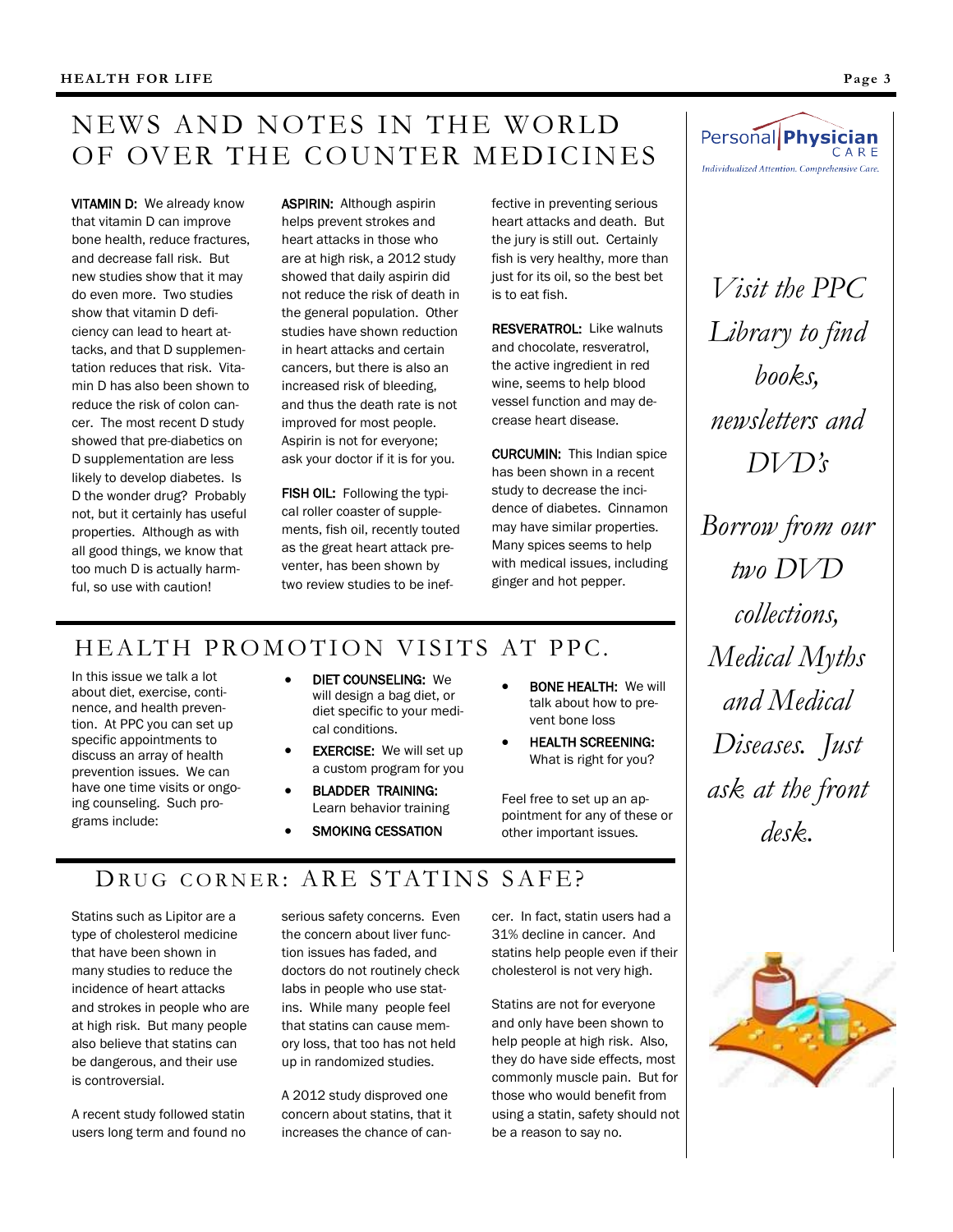# NEWS AND NOTES IN THE WORLD OF OVER THE COUNTER MEDICINES

**VITAMIN D:** We already know that vitamin D can improve bone health, reduce fractures, and decrease fall risk. But new studies show that it may do even more. Two studies show that vitamin D deficiency can lead to heart attacks, and that D supplementation reduces that risk. Vitamin D has also been shown to reduce the risk of colon cancer. The most recent D study showed that pre-diabetics on D supplementation are less likely to develop diabetes. Is D the wonder drug? Probably not, but it certainly has useful properties. Although as with all good things, we know that too much D is actually harmful, so use with caution!

**ASPIRIN:** Although aspirin helps prevent strokes and heart attacks in those who are at high risk, a 2012 study showed that daily aspirin did not reduce the risk of death in the general population. Other studies have shown reduction in heart attacks and certain cancers, but there is also an increased risk of bleeding, and thus the death rate is not improved for most people. Aspirin is not for everyone; ask your doctor if it is for you.

**FISH OIL:** Following the typical roller coaster of supplements, fish oil, recently touted as the great heart attack preventer, has been shown by two review studies to be ineffective in preventing serious heart attacks and death. But the jury is still out. Certainly fish is very healthy, more than just for its oil, so the best bet is to eat fish.

**RESVERATROL:** Like walnuts and chocolate, resveratrol, the active ingredient in red wine, seems to help blood vessel function and may decrease heart disease.

**CURCUMIN:** This Indian spice has been shown in a recent study to decrease the incidence of diabetes. Cinnamon may have similar properties. Many spices seems to help with medical issues, including ginger and hot pepper.

# HEALTH PROMOTION VISITS AT PPC.

In this issue we talk a lot about diet, exercise, continence, and health prevention. At PPC you can set up specific appointments to discuss an array of health prevention issues. We can have one time visits or ongoing counseling. Such programs include:

- **DIET COUNSELING:** We will design a bag diet, or diet specific to your medical conditions.
- **EXERCISE:** We will set up a custom program for you
- **BLADDER TRAINING:** Learn behavior training
- **SMOKING CESSATION**
- **BONE HEALTH:** We will talk about how to prevent bone loss
- **HEALTH SCREENING:** What is right for you?

Feel free to set up an appointment for any of these or other important issues.

# DRUG CORNER: ARE STATINS SAFE?

Statins such as Lipitor are a type of cholesterol medicine that have been shown in many studies to reduce the incidence of heart attacks and strokes in people who are at high risk. But many people also believe that statins can be dangerous, and their use is controversial.

A recent study followed statin users long term and found no serious safety concerns. Even the concern about liver function issues has faded, and doctors do not routinely check labs in people who use statins. While many people feel that statins can cause memory loss, that too has not held up in randomized studies.

A 2012 study disproved one concern about statins, that it increases the chance of cancer. In fact, statin users had a 31% decline in cancer. And statins help people even if their cholesterol is not very high.

Statins are not for everyone and only have been shown to help people at high risk. Also, they do have side effects, most commonly muscle pain. But for those who would benefit from using a statin, safety should not be a reason to say no.

Personal Physician CARE
*Individualized Attention. Comprehensive Care.*

*Visit the PPC Library to find books, newsletters and DVD's*

*Borrow from our two DVD collections, Medical Myths and Medical Diseases. Just ask at the front desk.*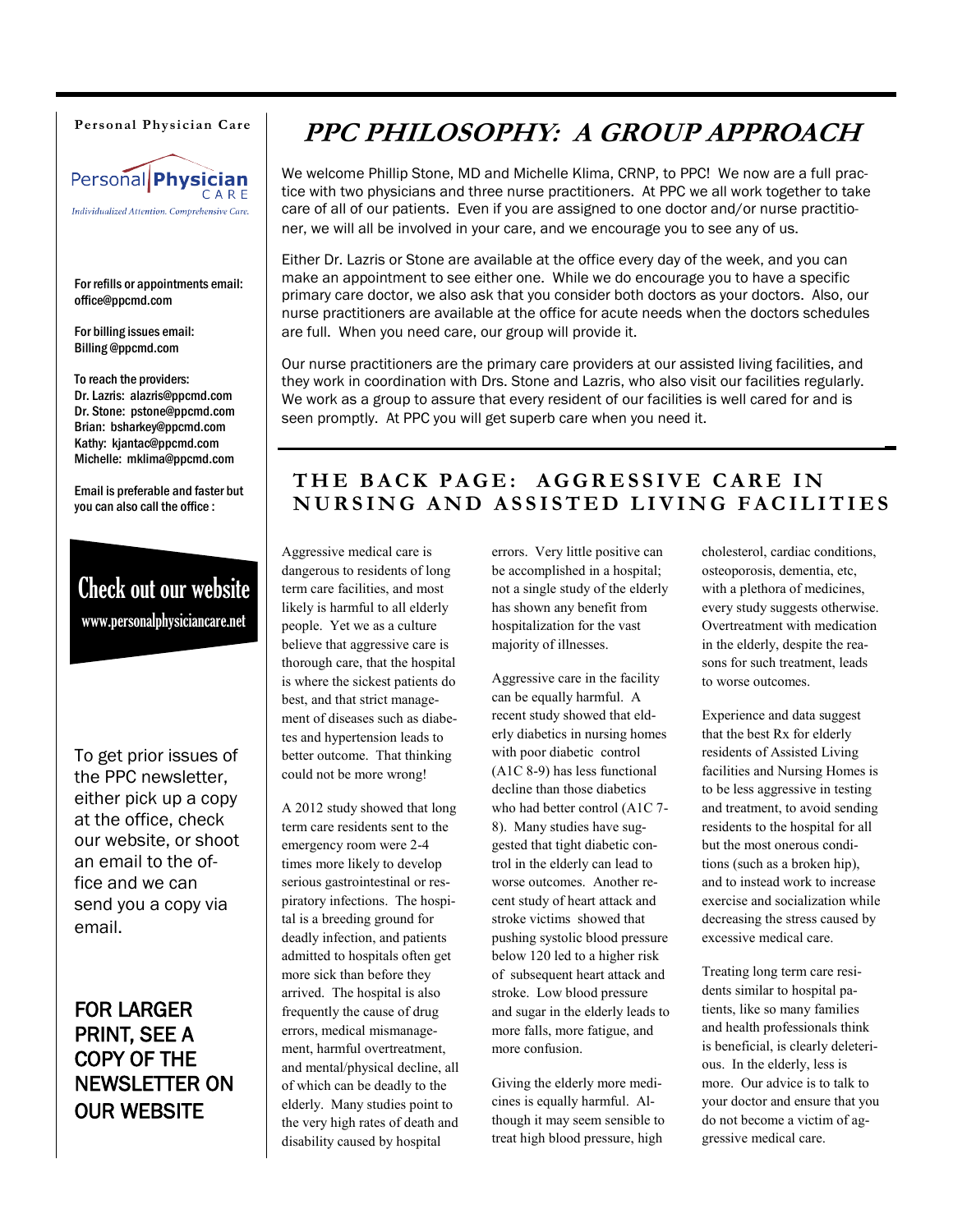**Personal Physician Care**

Personal Physician CARE

*Individualized Attention. Comprehensive Care.*

For refills or appointments email: office@ppcmd.com

For billing issues email: Billing@ppcmd.com

To reach the providers:
Dr. Lazris: alazris@ppcmd.com
Dr. Stone: pstone@ppcmd.com
Brian: bsharkey@ppcmd.com
Kathy: kjantac@ppcmd.com
Michelle: mklima@ppcmd.com

Email is preferable and faster but you can also call the office :

**Check out our website**
**www.personalphysiciancare.net**

To get prior issues of the PPC newsletter, either pick up a copy at the office, check our website, or shoot an email to the office and we can send you a copy via email.

FOR LARGER PRINT, SEE A COPY OF THE NEWSLETTER ON OUR WEBSITE

# *PPC PHILOSOPHY: A GROUP APPROACH*

We welcome Phillip Stone, MD and Michelle Klima, CRNP, to PPC! We now are a full practice with two physicians and three nurse practitioners. At PPC we all work together to take care of all of our patients. Even if you are assigned to one doctor and/or nurse practitioner, we will all be involved in your care, and we encourage you to see any of us.

Either Dr. Lazris or Stone are available at the office every day of the week, and you can make an appointment to see either one. While we do encourage you to have a specific primary care doctor, we also ask that you consider both doctors as your doctors. Also, our nurse practitioners are available at the office for acute needs when the doctors schedules are full. When you need care, our group will provide it.

Our nurse practitioners are the primary care providers at our assisted living facilities, and they work in coordination with Drs. Stone and Lazris, who also visit our facilities regularly. We work as a group to assure that every resident of our facilities is well cared for and is seen promptly. At PPC you will get superb care when you need it.

## THE BACK PAGE: AGGRESSIVE CARE IN NURSING AND ASSISTED LIVING FACILITIES

Aggressive medical care is dangerous to residents of long term care facilities, and most likely is harmful to all elderly people. Yet we as a culture believe that aggressive care is thorough care, that the hospital is where the sickest patients do best, and that strict management of diseases such as diabetes and hypertension leads to better outcome. That thinking could not be more wrong!

A 2012 study showed that long term care residents sent to the emergency room were 2-4 times more likely to develop serious gastrointestinal or respiratory infections. The hospital is a breeding ground for deadly infection, and patients admitted to hospitals often get more sick than before they arrived. The hospital is also frequently the cause of drug errors, medical mismanagement, harmful overtreatment, and mental/physical decline, all of which can be deadly to the elderly. Many studies point to the very high rates of death and disability caused by hospital errors. Very little positive can be accomplished in a hospital; not a single study of the elderly has shown any benefit from hospitalization for the vast majority of illnesses.

Aggressive care in the facility can be equally harmful. A recent study showed that elderly diabetics in nursing homes with poor diabetic control (A1C 8-9) has less functional decline than those diabetics who had better control (A1C 7-8). Many studies have suggested that tight diabetic control in the elderly can lead to worse outcomes. Another recent study of heart attack and stroke victims showed that pushing systolic blood pressure below 120 led to a higher risk of subsequent heart attack and stroke. Low blood pressure and sugar in the elderly leads to more falls, more fatigue, and more confusion.

Giving the elderly more medicines is equally harmful. Although it may seem sensible to treat high blood pressure, high cholesterol, cardiac conditions, osteoporosis, dementia, etc, with a plethora of medicines, every study suggests otherwise. Overtreatment with medication in the elderly, despite the reasons for such treatment, leads to worse outcomes.

Experience and data suggest that the best Rx for elderly residents of Assisted Living facilities and Nursing Homes is to be less aggressive in testing and treatment, to avoid sending residents to the hospital for all but the most onerous conditions (such as a broken hip), and to instead work to increase exercise and socialization while decreasing the stress caused by excessive medical care.

Treating long term care residents similar to hospital patients, like so many families and health professionals think is beneficial, is clearly deleterious. In the elderly, less is more. Our advice is to talk to your doctor and ensure that you do not become a victim of aggressive medical care.